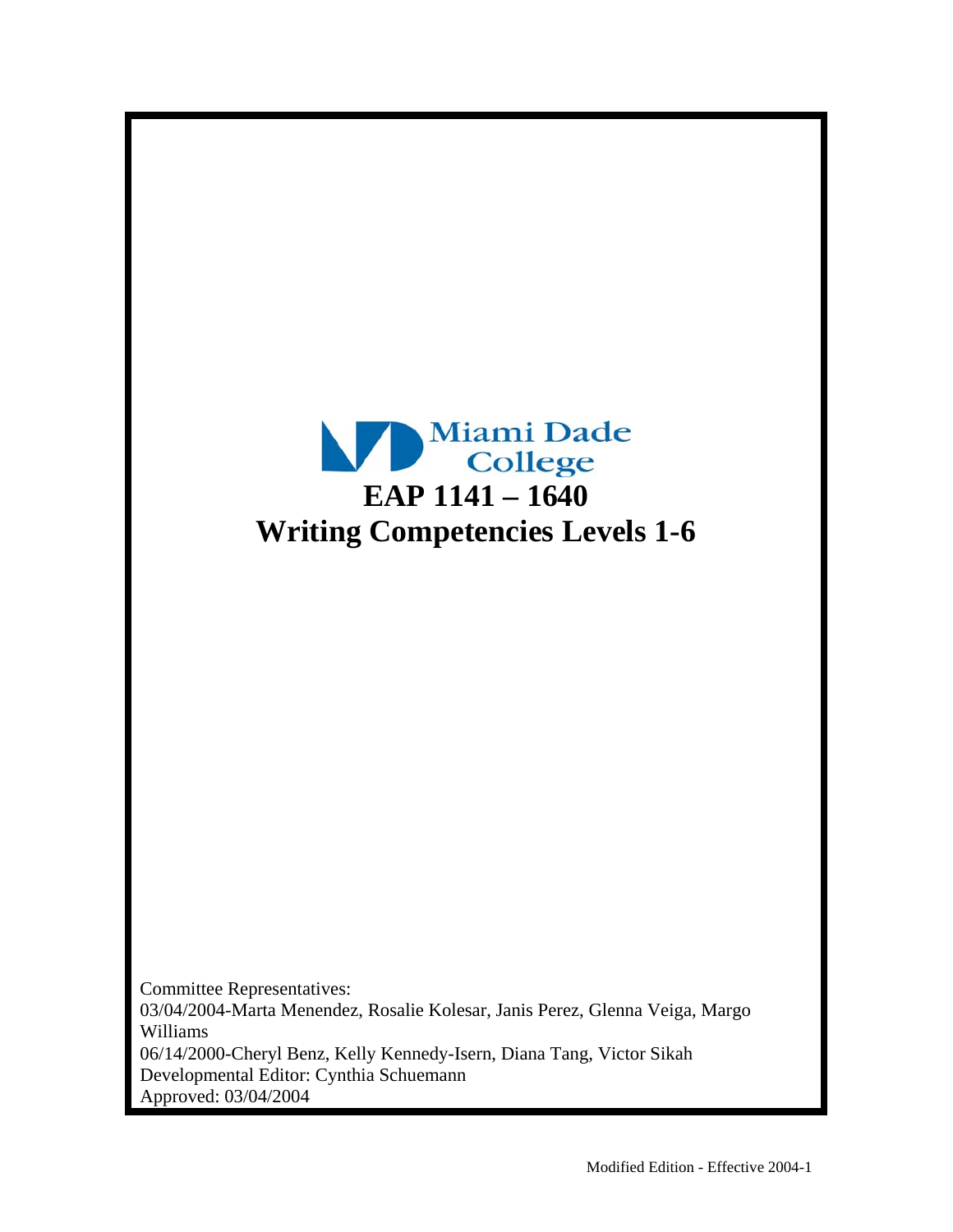Miami Dade College

# EAP 1141 – 1640

# Writing Competencies Levels 1-6

Committee Representatives:
03/04/2004-Marta Menendez, Rosalie Kolesar, Janis Perez, Glenna Veiga, Margo Williams
06/14/2000-Cheryl Benz, Kelly Kennedy-Isern, Diana Tang, Victor Sikah
Developmental Editor: Cynthia Schuemann
Approved: 03/04/2004

Modified Edition - Effective 2004-1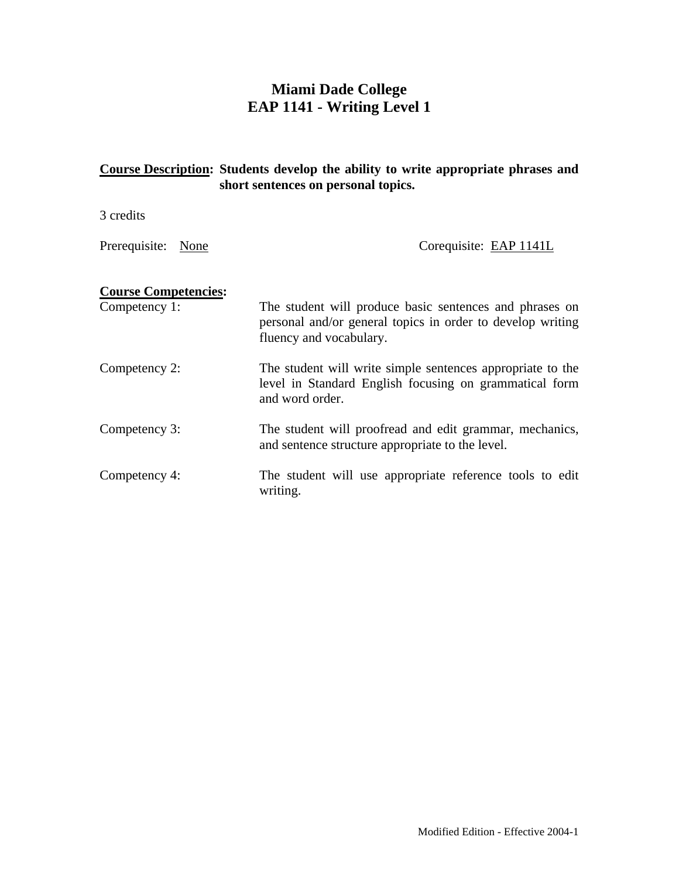# Miami Dade College
# EAP 1141 - Writing Level 1

**Course Description: Students develop the ability to write appropriate phrases and short sentences on personal topics.**

3 credits

Prerequisite: None

Corequisite: EAP 1141L

**Course Competencies:**

Competency 1: The student will produce basic sentences and phrases on personal and/or general topics in order to develop writing fluency and vocabulary.

Competency 2: The student will write simple sentences appropriate to the level in Standard English focusing on grammatical form and word order.

Competency 3: The student will proofread and edit grammar, mechanics, and sentence structure appropriate to the level.

Competency 4: The student will use appropriate reference tools to edit writing.

Modified Edition - Effective 2004-1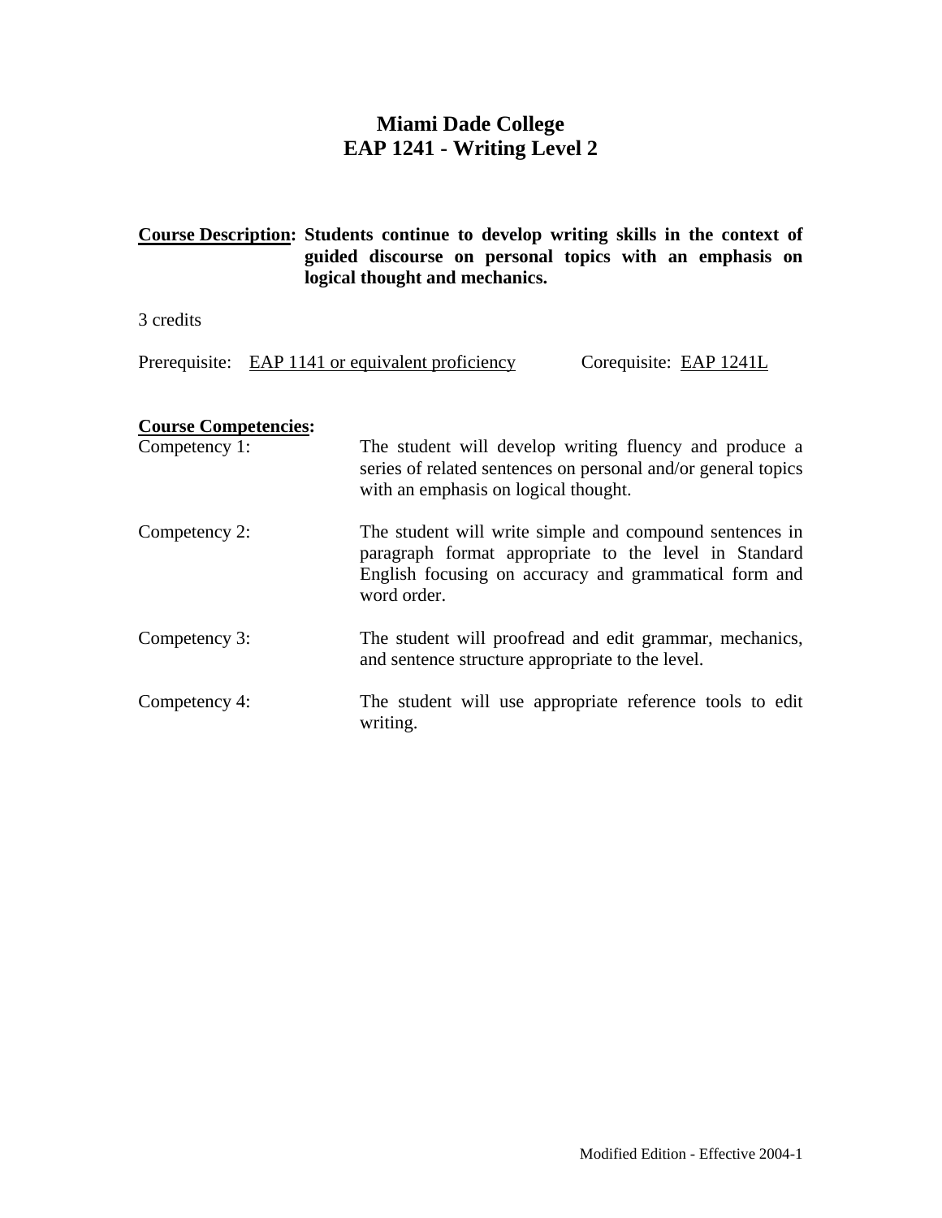# Miami Dade College
# EAP 1241 - Writing Level 2

**Course Description: Students continue to develop writing skills in the context of guided discourse on personal topics with an emphasis on logical thought and mechanics.**

3 credits

Prerequisite: EAP 1141 or equivalent proficiency    Corequisite: EAP 1241L

**Course Competencies:**

Competency 1: The student will develop writing fluency and produce a series of related sentences on personal and/or general topics with an emphasis on logical thought.

Competency 2: The student will write simple and compound sentences in paragraph format appropriate to the level in Standard English focusing on accuracy and grammatical form and word order.

Competency 3: The student will proofread and edit grammar, mechanics, and sentence structure appropriate to the level.

Competency 4: The student will use appropriate reference tools to edit writing.

Modified Edition - Effective 2004-1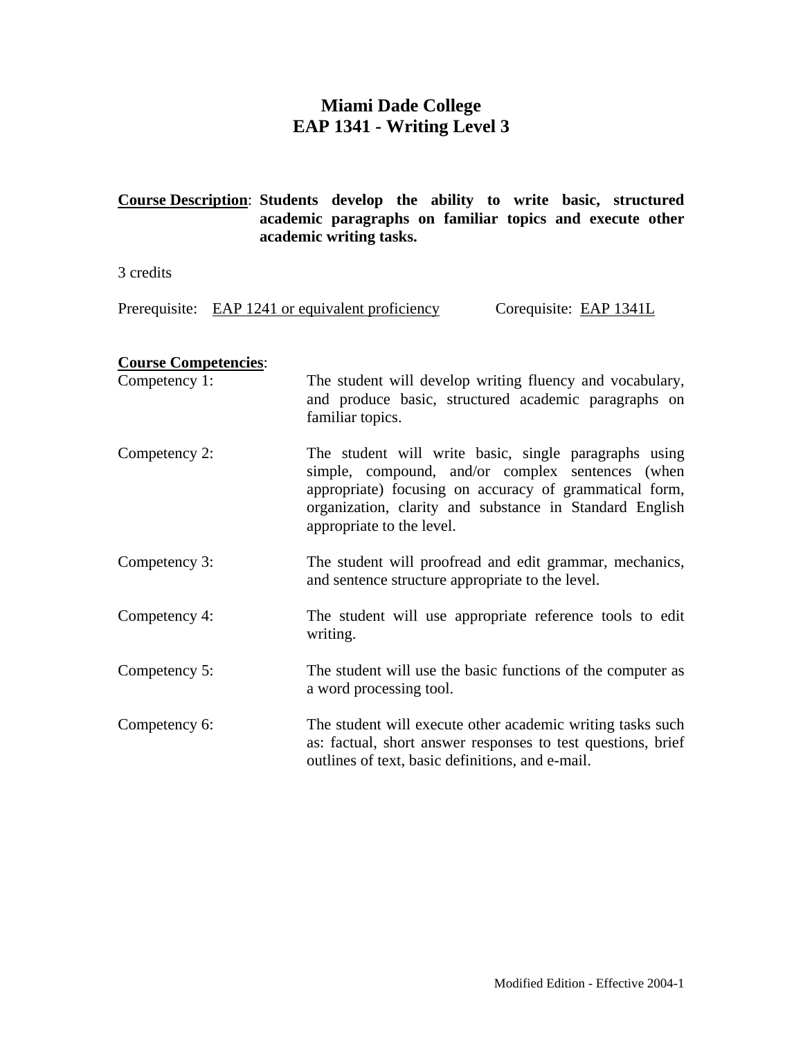# Miami Dade College
# EAP 1341 - Writing Level 3

**<u>Course Description</u>**: **Students develop the ability to write basic, structured academic paragraphs on familiar topics and execute other academic writing tasks.**

3 credits

Prerequisite: <u>EAP 1241 or equivalent proficiency</u>  Corequisite: <u>EAP 1341L</u>

**<u>Course Competencies</u>**:

Competency 1: The student will develop writing fluency and vocabulary, and produce basic, structured academic paragraphs on familiar topics.

Competency 2: The student will write basic, single paragraphs using simple, compound, and/or complex sentences (when appropriate) focusing on accuracy of grammatical form, organization, clarity and substance in Standard English appropriate to the level.

Competency 3: The student will proofread and edit grammar, mechanics, and sentence structure appropriate to the level.

Competency 4: The student will use appropriate reference tools to edit writing.

Competency 5: The student will use the basic functions of the computer as a word processing tool.

Competency 6: The student will execute other academic writing tasks such as: factual, short answer responses to test questions, brief outlines of text, basic definitions, and e-mail.

Modified Edition - Effective 2004-1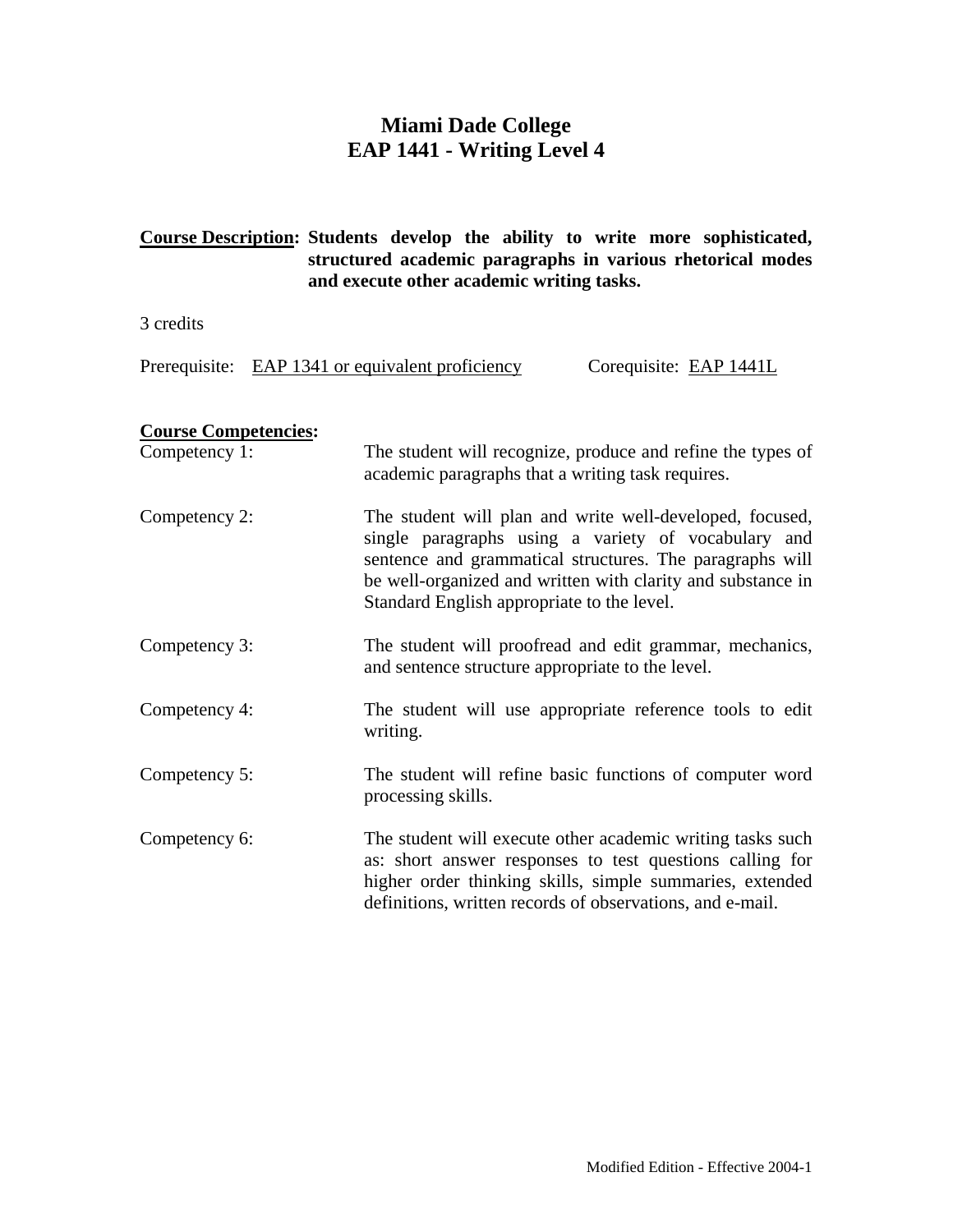# Miami Dade College
# EAP 1441 - Writing Level 4

**Course Description: Students develop the ability to write more sophisticated, structured academic paragraphs in various rhetorical modes and execute other academic writing tasks.**

3 credits

Prerequisite: EAP 1341 or equivalent proficiency    Corequisite: EAP 1441L

**Course Competencies:**

Competency 1: The student will recognize, produce and refine the types of academic paragraphs that a writing task requires.

Competency 2: The student will plan and write well-developed, focused, single paragraphs using a variety of vocabulary and sentence and grammatical structures. The paragraphs will be well-organized and written with clarity and substance in Standard English appropriate to the level.

Competency 3: The student will proofread and edit grammar, mechanics, and sentence structure appropriate to the level.

Competency 4: The student will use appropriate reference tools to edit writing.

Competency 5: The student will refine basic functions of computer word processing skills.

Competency 6: The student will execute other academic writing tasks such as: short answer responses to test questions calling for higher order thinking skills, simple summaries, extended definitions, written records of observations, and e-mail.

Modified Edition - Effective 2004-1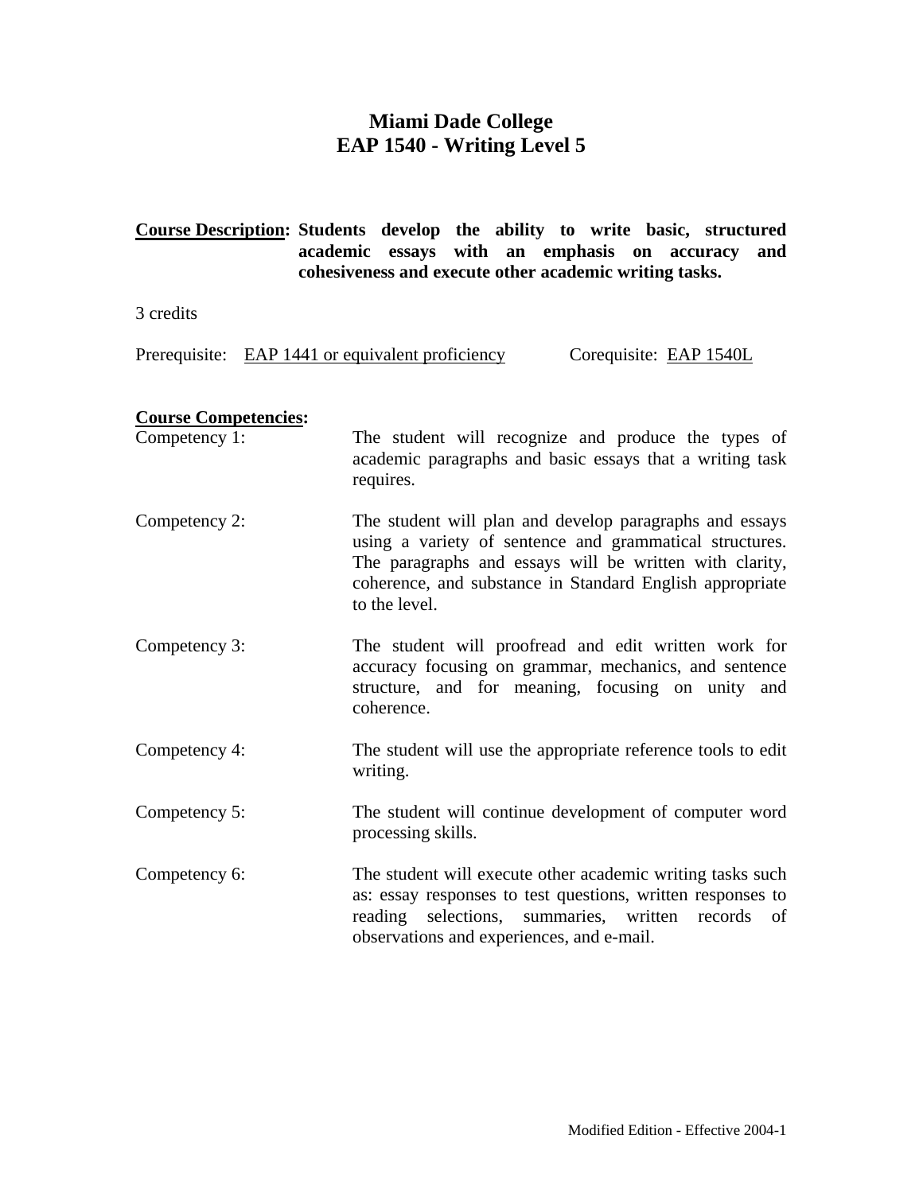# Miami Dade College
## EAP 1540 - Writing Level 5

**Course Description:** **Students develop the ability to write basic, structured academic essays with an emphasis on accuracy and cohesiveness and execute other academic writing tasks.**

3 credits

Prerequisite: EAP 1441 or equivalent proficiency  Corequisite: EAP 1540L

**Course Competencies:**

Competency 1: The student will recognize and produce the types of academic paragraphs and basic essays that a writing task requires.

Competency 2: The student will plan and develop paragraphs and essays using a variety of sentence and grammatical structures. The paragraphs and essays will be written with clarity, coherence, and substance in Standard English appropriate to the level.

Competency 3: The student will proofread and edit written work for accuracy focusing on grammar, mechanics, and sentence structure, and for meaning, focusing on unity and coherence.

Competency 4: The student will use the appropriate reference tools to edit writing.

Competency 5: The student will continue development of computer word processing skills.

Competency 6: The student will execute other academic writing tasks such as: essay responses to test questions, written responses to reading selections, summaries, written records of observations and experiences, and e-mail.

Modified Edition - Effective 2004-1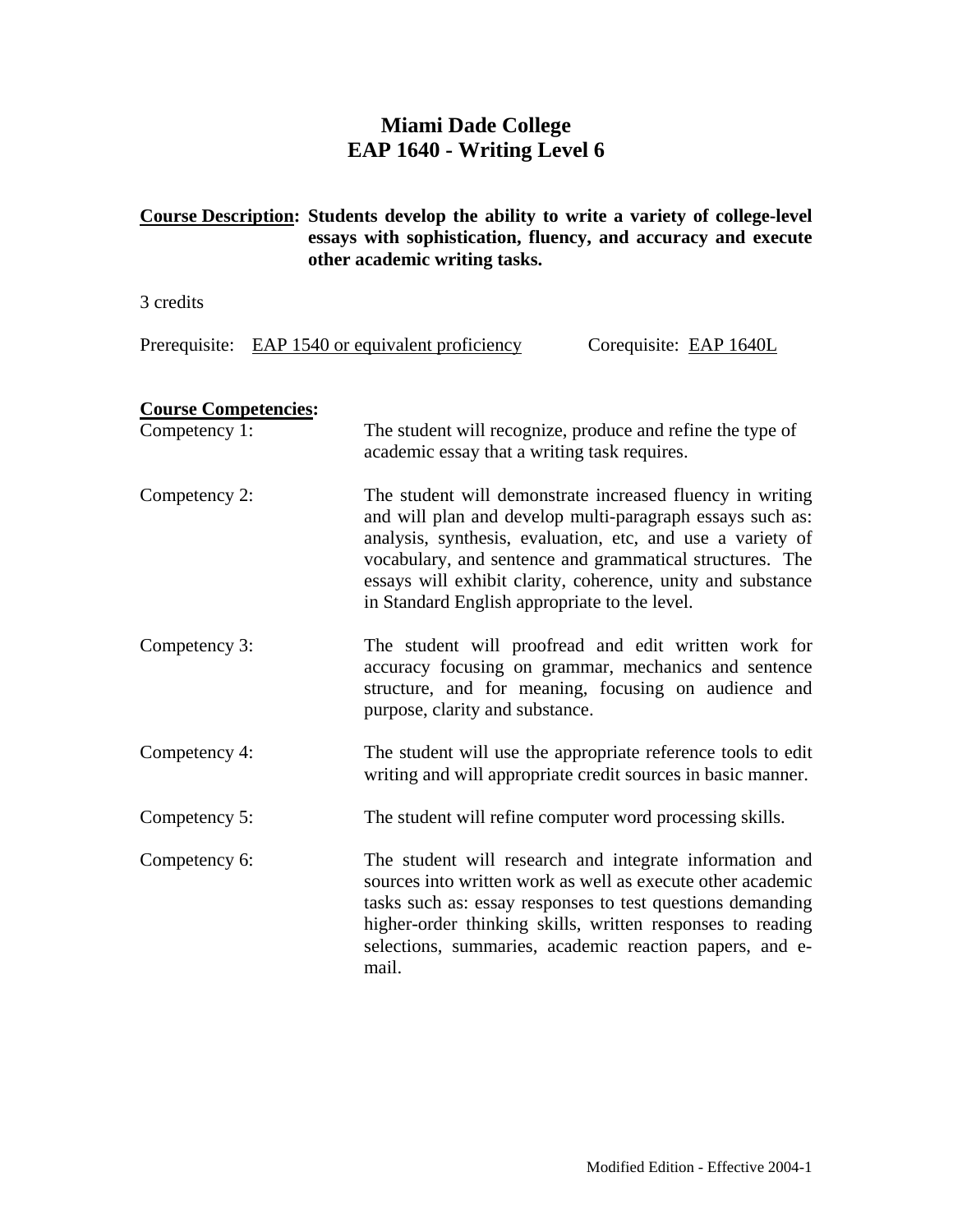# Miami Dade College
## EAP 1640 - Writing Level 6

**Course Description: Students develop the ability to write a variety of college-level essays with sophistication, fluency, and accuracy and execute other academic writing tasks.**

3 credits

Prerequisite: EAP 1540 or equivalent proficiency Corequisite: EAP 1640L

**Course Competencies:**

Competency 1: The student will recognize, produce and refine the type of academic essay that a writing task requires.

Competency 2: The student will demonstrate increased fluency in writing and will plan and develop multi-paragraph essays such as: analysis, synthesis, evaluation, etc, and use a variety of vocabulary, and sentence and grammatical structures. The essays will exhibit clarity, coherence, unity and substance in Standard English appropriate to the level.

Competency 3: The student will proofread and edit written work for accuracy focusing on grammar, mechanics and sentence structure, and for meaning, focusing on audience and purpose, clarity and substance.

Competency 4: The student will use the appropriate reference tools to edit writing and will appropriate credit sources in basic manner.

Competency 5: The student will refine computer word processing skills.

Competency 6: The student will research and integrate information and sources into written work as well as execute other academic tasks such as: essay responses to test questions demanding higher-order thinking skills, written responses to reading selections, summaries, academic reaction papers, and e-mail.

Modified Edition - Effective 2004-1